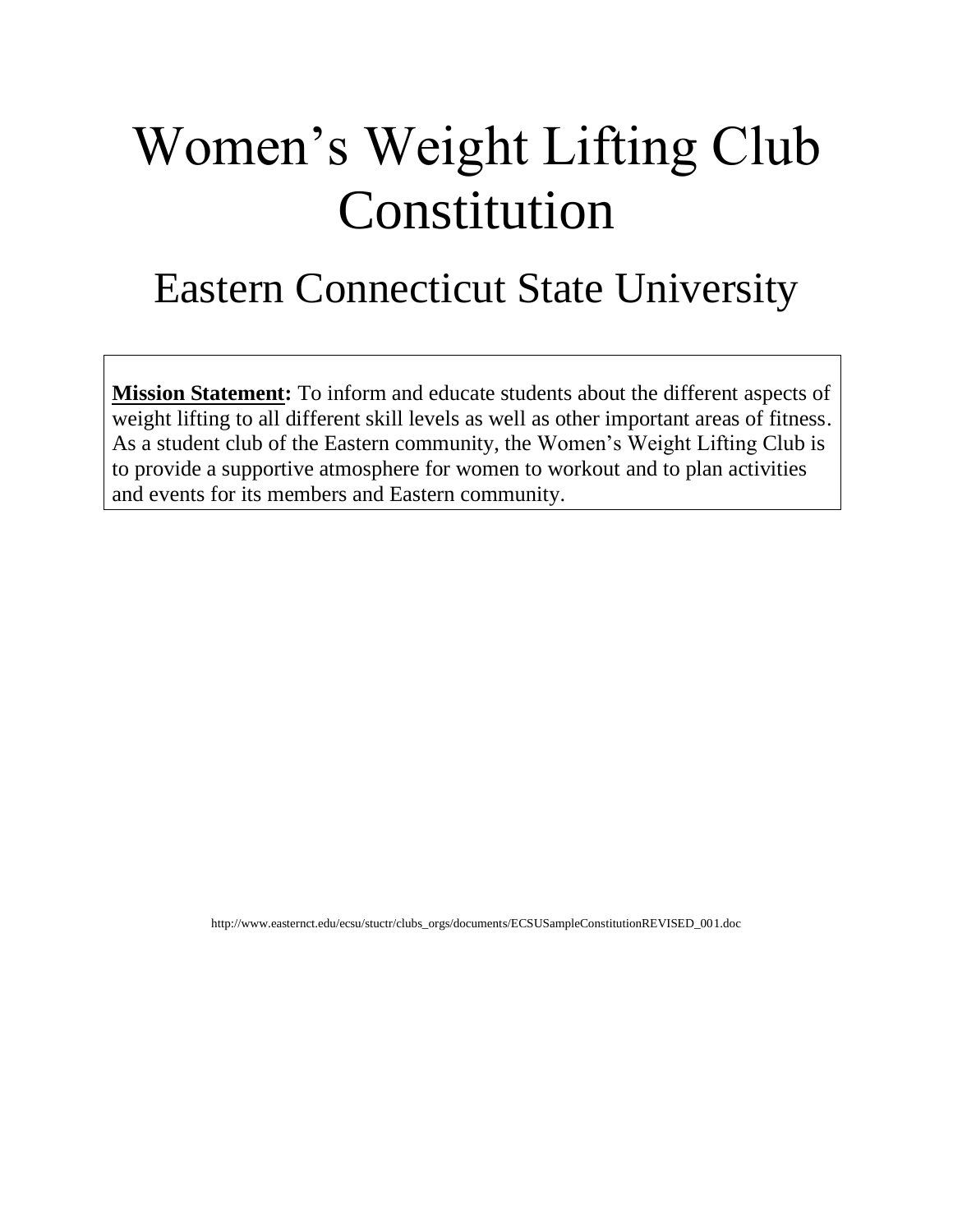# Women's Weight Lifting Club Constitution

## Eastern Connecticut State University

**Mission Statement:** To inform and educate students about the different aspects of weight lifting to all different skill levels as well as other important areas of fitness. As a student club of the Eastern community, the Women's Weight Lifting Club is to provide a supportive atmosphere for women to workout and to plan activities and events for its members and Eastern community.

http://www.easternct.edu/ecsu/stuctr/clubs_orgs/documents/ECSUSampleConstitutionREVISED_001.doc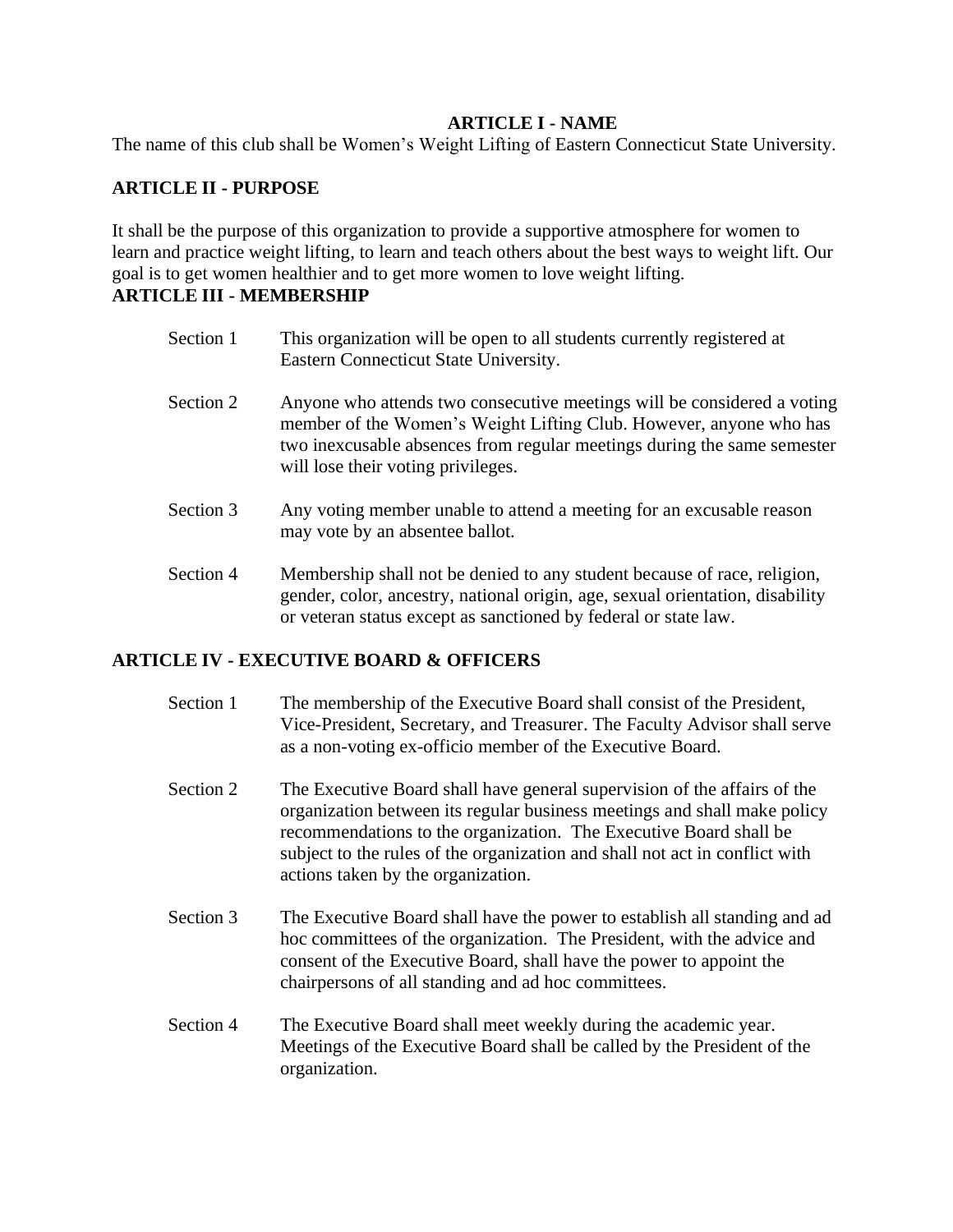## ARTICLE I - NAME

The name of this club shall be Women's Weight Lifting of Eastern Connecticut State University.

## ARTICLE II - PURPOSE

It shall be the purpose of this organization to provide a supportive atmosphere for women to learn and practice weight lifting, to learn and teach others about the best ways to weight lift. Our goal is to get women healthier and to get more women to love weight lifting.

## ARTICLE III - MEMBERSHIP

Section 1 This organization will be open to all students currently registered at Eastern Connecticut State University.

Section 2 Anyone who attends two consecutive meetings will be considered a voting member of the Women's Weight Lifting Club. However, anyone who has two inexcusable absences from regular meetings during the same semester will lose their voting privileges.

Section 3 Any voting member unable to attend a meeting for an excusable reason may vote by an absentee ballot.

Section 4 Membership shall not be denied to any student because of race, religion, gender, color, ancestry, national origin, age, sexual orientation, disability or veteran status except as sanctioned by federal or state law.

## ARTICLE IV - EXECUTIVE BOARD & OFFICERS

Section 1 The membership of the Executive Board shall consist of the President, Vice-President, Secretary, and Treasurer. The Faculty Advisor shall serve as a non-voting ex-officio member of the Executive Board.

Section 2 The Executive Board shall have general supervision of the affairs of the organization between its regular business meetings and shall make policy recommendations to the organization. The Executive Board shall be subject to the rules of the organization and shall not act in conflict with actions taken by the organization.

Section 3 The Executive Board shall have the power to establish all standing and ad hoc committees of the organization. The President, with the advice and consent of the Executive Board, shall have the power to appoint the chairpersons of all standing and ad hoc committees.

Section 4 The Executive Board shall meet weekly during the academic year. Meetings of the Executive Board shall be called by the President of the organization.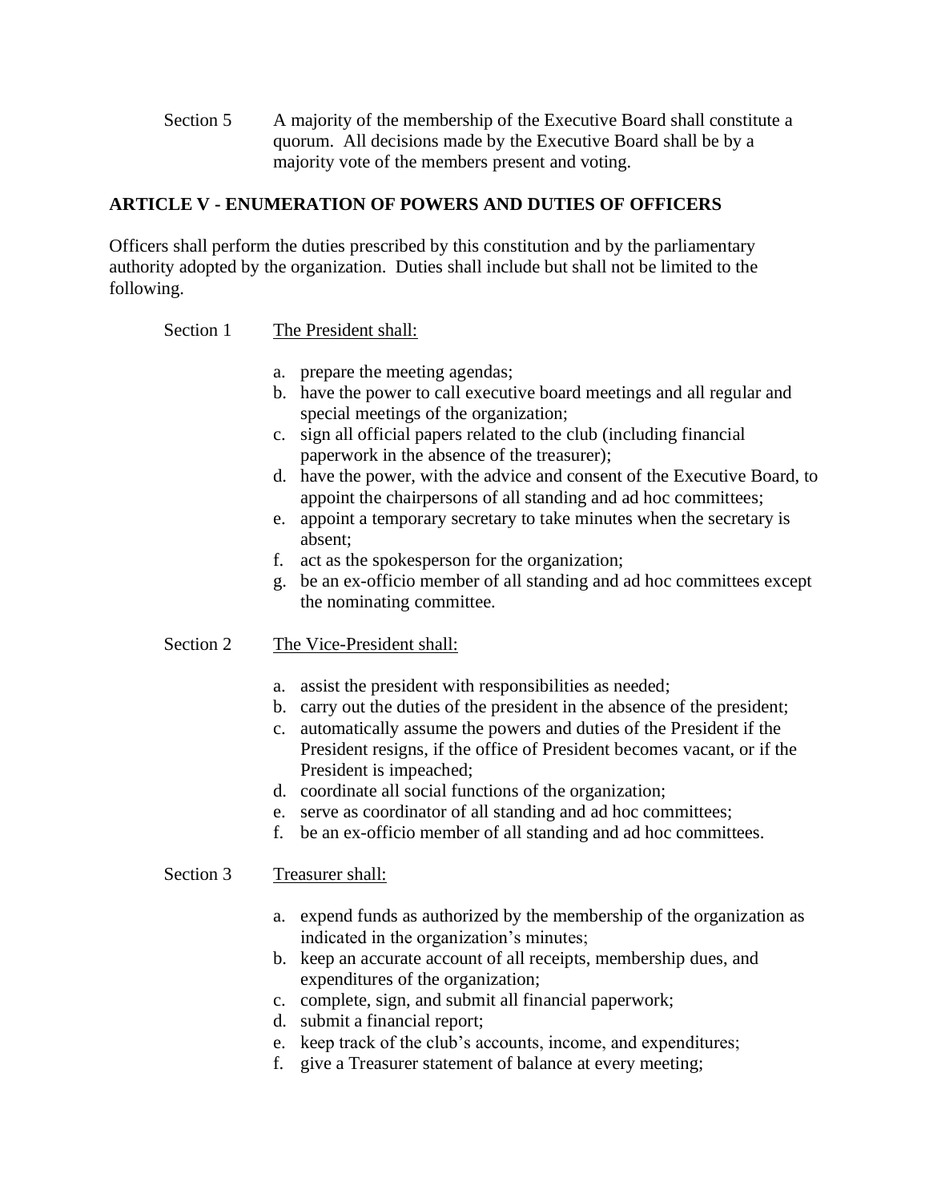Section 5 A majority of the membership of the Executive Board shall constitute a quorum. All decisions made by the Executive Board shall be by a majority vote of the members present and voting.

**ARTICLE V - ENUMERATION OF POWERS AND DUTIES OF OFFICERS**

Officers shall perform the duties prescribed by this constitution and by the parliamentary authority adopted by the organization. Duties shall include but shall not be limited to the following.

Section 1 The President shall:

a. prepare the meeting agendas;
b. have the power to call executive board meetings and all regular and special meetings of the organization;
c. sign all official papers related to the club (including financial paperwork in the absence of the treasurer);
d. have the power, with the advice and consent of the Executive Board, to appoint the chairpersons of all standing and ad hoc committees;
e. appoint a temporary secretary to take minutes when the secretary is absent;
f. act as the spokesperson for the organization;
g. be an ex-officio member of all standing and ad hoc committees except the nominating committee.

Section 2 The Vice-President shall:

a. assist the president with responsibilities as needed;
b. carry out the duties of the president in the absence of the president;
c. automatically assume the powers and duties of the President if the President resigns, if the office of President becomes vacant, or if the President is impeached;
d. coordinate all social functions of the organization;
e. serve as coordinator of all standing and ad hoc committees;
f. be an ex-officio member of all standing and ad hoc committees.

Section 3 Treasurer shall:

a. expend funds as authorized by the membership of the organization as indicated in the organization's minutes;
b. keep an accurate account of all receipts, membership dues, and expenditures of the organization;
c. complete, sign, and submit all financial paperwork;
d. submit a financial report;
e. keep track of the club's accounts, income, and expenditures;
f. give a Treasurer statement of balance at every meeting;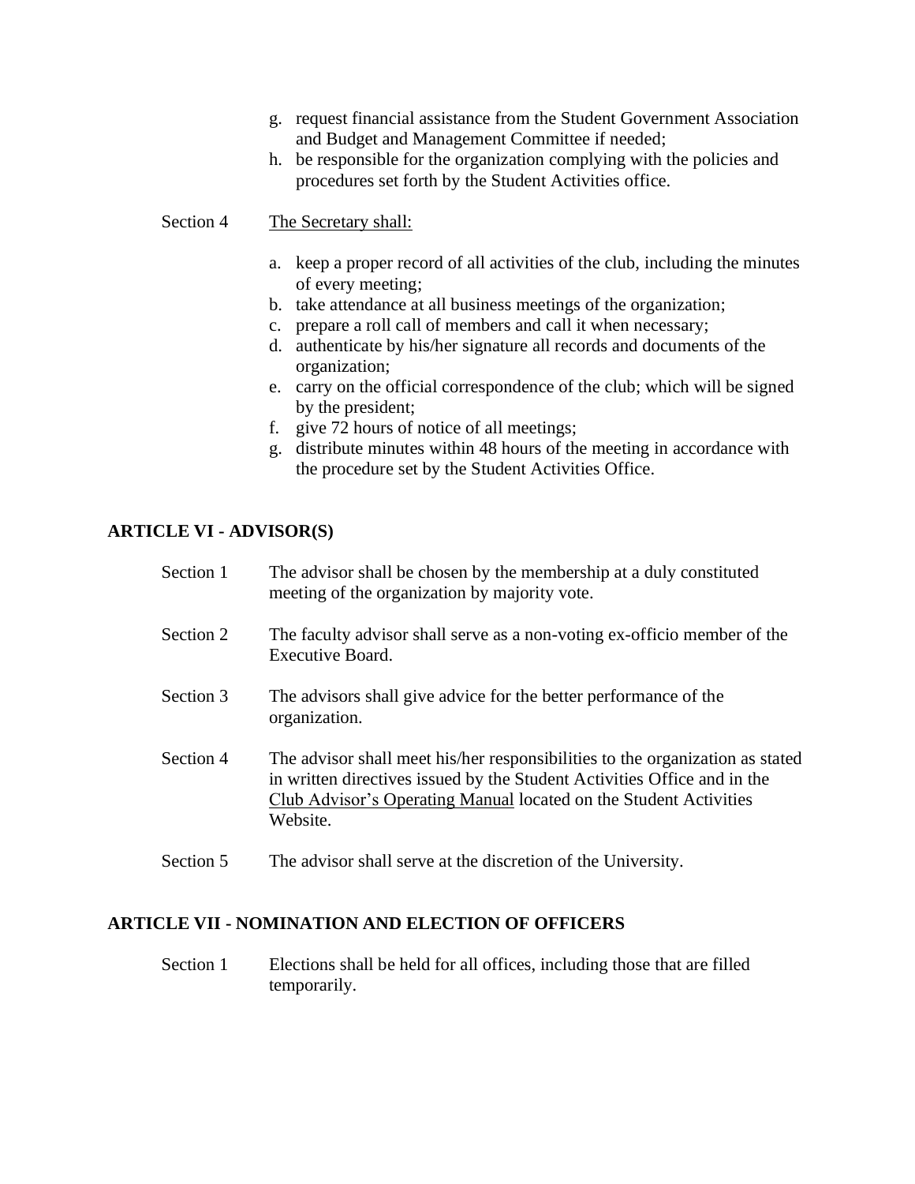g. request financial assistance from the Student Government Association and Budget and Management Committee if needed;
h. be responsible for the organization complying with the policies and procedures set forth by the Student Activities office.

Section 4 The Secretary shall:

a. keep a proper record of all activities of the club, including the minutes of every meeting;
b. take attendance at all business meetings of the organization;
c. prepare a roll call of members and call it when necessary;
d. authenticate by his/her signature all records and documents of the organization;
e. carry on the official correspondence of the club; which will be signed by the president;
f. give 72 hours of notice of all meetings;
g. distribute minutes within 48 hours of the meeting in accordance with the procedure set by the Student Activities Office.

## ARTICLE VI - ADVISOR(S)

Section 1 The advisor shall be chosen by the membership at a duly constituted meeting of the organization by majority vote.

Section 2 The faculty advisor shall serve as a non-voting ex-officio member of the Executive Board.

Section 3 The advisors shall give advice for the better performance of the organization.

Section 4 The advisor shall meet his/her responsibilities to the organization as stated in written directives issued by the Student Activities Office and in the Club Advisor's Operating Manual located on the Student Activities Website.

Section 5 The advisor shall serve at the discretion of the University.

## ARTICLE VII - NOMINATION AND ELECTION OF OFFICERS

Section 1 Elections shall be held for all offices, including those that are filled temporarily.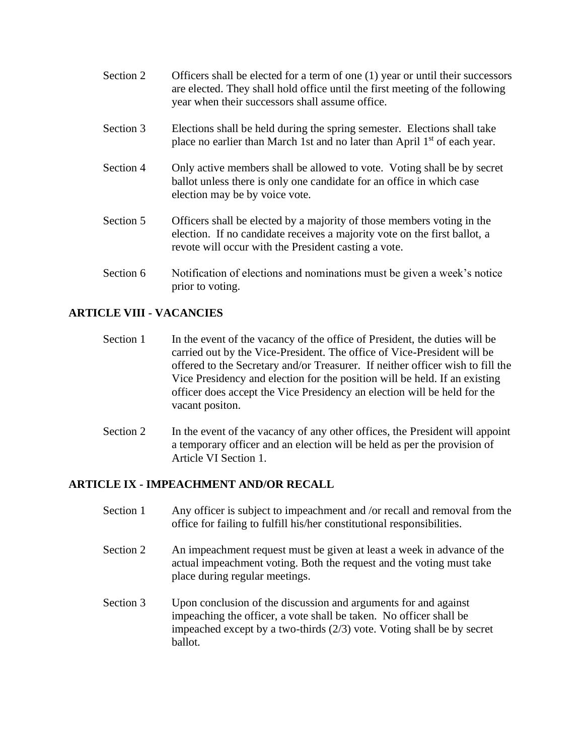Section 2 Officers shall be elected for a term of one (1) year or until their successors are elected. They shall hold office until the first meeting of the following year when their successors shall assume office.

Section 3 Elections shall be held during the spring semester. Elections shall take place no earlier than March 1st and no later than April 1st of each year.

Section 4 Only active members shall be allowed to vote. Voting shall be by secret ballot unless there is only one candidate for an office in which case election may be by voice vote.

Section 5 Officers shall be elected by a majority of those members voting in the election. If no candidate receives a majority vote on the first ballot, a revote will occur with the President casting a vote.

Section 6 Notification of elections and nominations must be given a week's notice prior to voting.

## ARTICLE VIII - VACANCIES

Section 1 In the event of the vacancy of the office of President, the duties will be carried out by the Vice-President. The office of Vice-President will be offered to the Secretary and/or Treasurer. If neither officer wish to fill the Vice Presidency and election for the position will be held. If an existing officer does accept the Vice Presidency an election will be held for the vacant positon.

Section 2 In the event of the vacancy of any other offices, the President will appoint a temporary officer and an election will be held as per the provision of Article VI Section 1.

## ARTICLE IX - IMPEACHMENT AND/OR RECALL

Section 1 Any officer is subject to impeachment and /or recall and removal from the office for failing to fulfill his/her constitutional responsibilities.

Section 2 An impeachment request must be given at least a week in advance of the actual impeachment voting. Both the request and the voting must take place during regular meetings.

Section 3 Upon conclusion of the discussion and arguments for and against impeaching the officer, a vote shall be taken. No officer shall be impeached except by a two-thirds (2/3) vote. Voting shall be by secret ballot.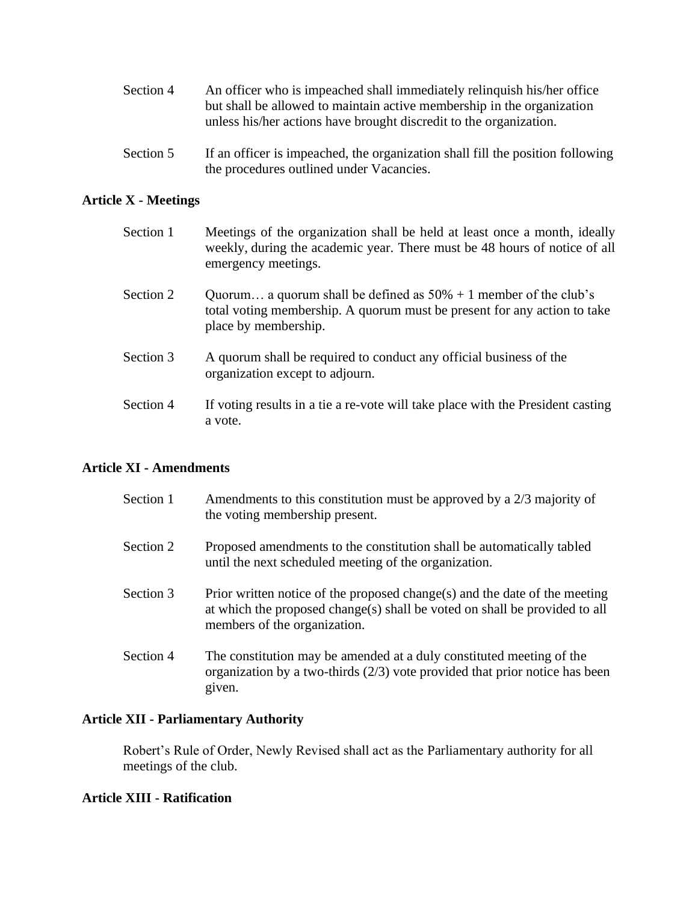Section 4 An officer who is impeached shall immediately relinquish his/her office but shall be allowed to maintain active membership in the organization unless his/her actions have brought discredit to the organization.

Section 5 If an officer is impeached, the organization shall fill the position following the procedures outlined under Vacancies.

**Article X - Meetings**

Section 1 Meetings of the organization shall be held at least once a month, ideally weekly, during the academic year. There must be 48 hours of notice of all emergency meetings.

Section 2 Quorum… a quorum shall be defined as 50% + 1 member of the club's total voting membership. A quorum must be present for any action to take place by membership.

Section 3 A quorum shall be required to conduct any official business of the organization except to adjourn.

Section 4 If voting results in a tie a re-vote will take place with the President casting a vote.

**Article XI - Amendments**

Section 1 Amendments to this constitution must be approved by a 2/3 majority of the voting membership present.

Section 2 Proposed amendments to the constitution shall be automatically tabled until the next scheduled meeting of the organization.

Section 3 Prior written notice of the proposed change(s) and the date of the meeting at which the proposed change(s) shall be voted on shall be provided to all members of the organization.

Section 4 The constitution may be amended at a duly constituted meeting of the organization by a two-thirds (2/3) vote provided that prior notice has been given.

**Article XII - Parliamentary Authority**

Robert's Rule of Order, Newly Revised shall act as the Parliamentary authority for all meetings of the club.

**Article XIII - Ratification**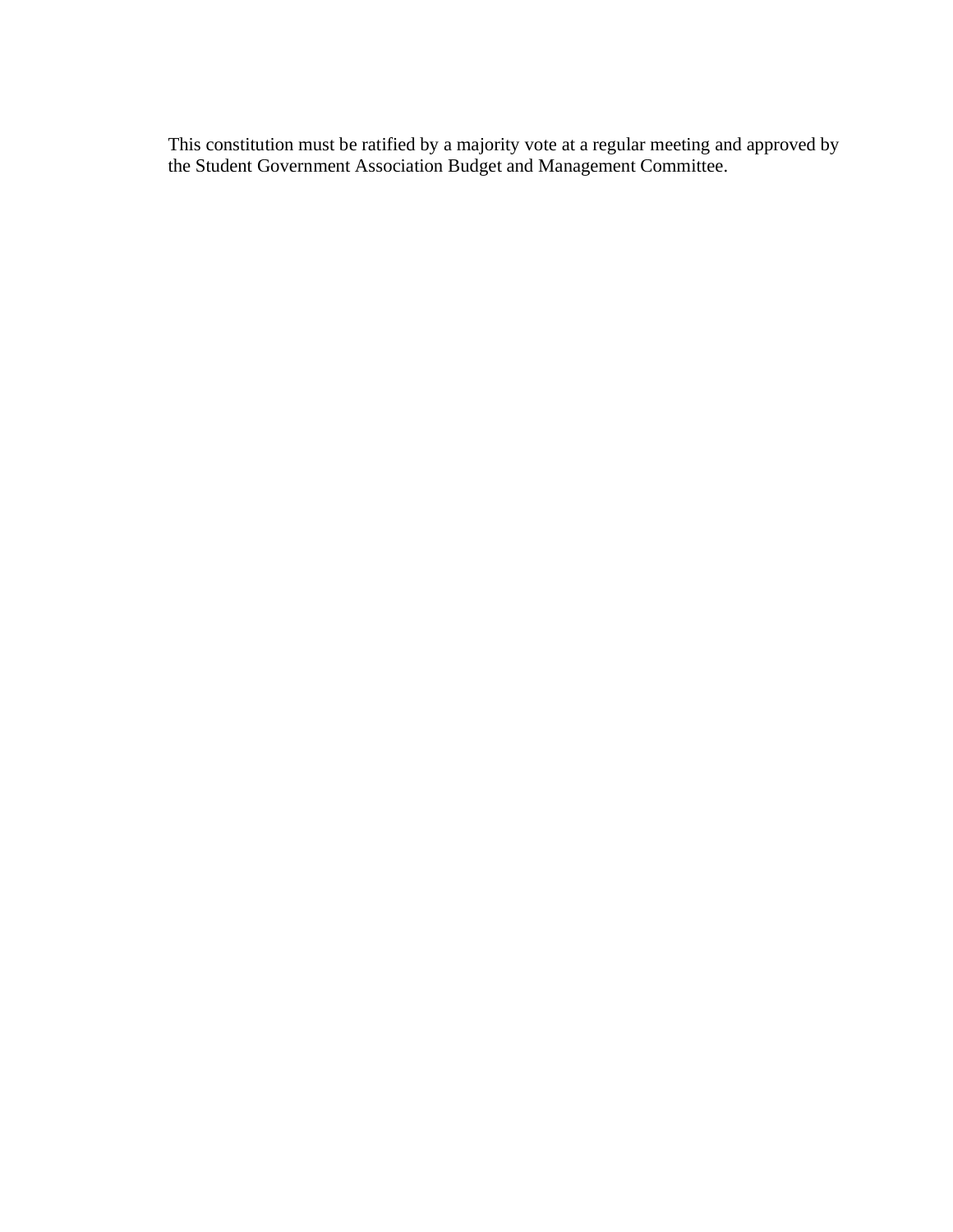This constitution must be ratified by a majority vote at a regular meeting and approved by the Student Government Association Budget and Management Committee.